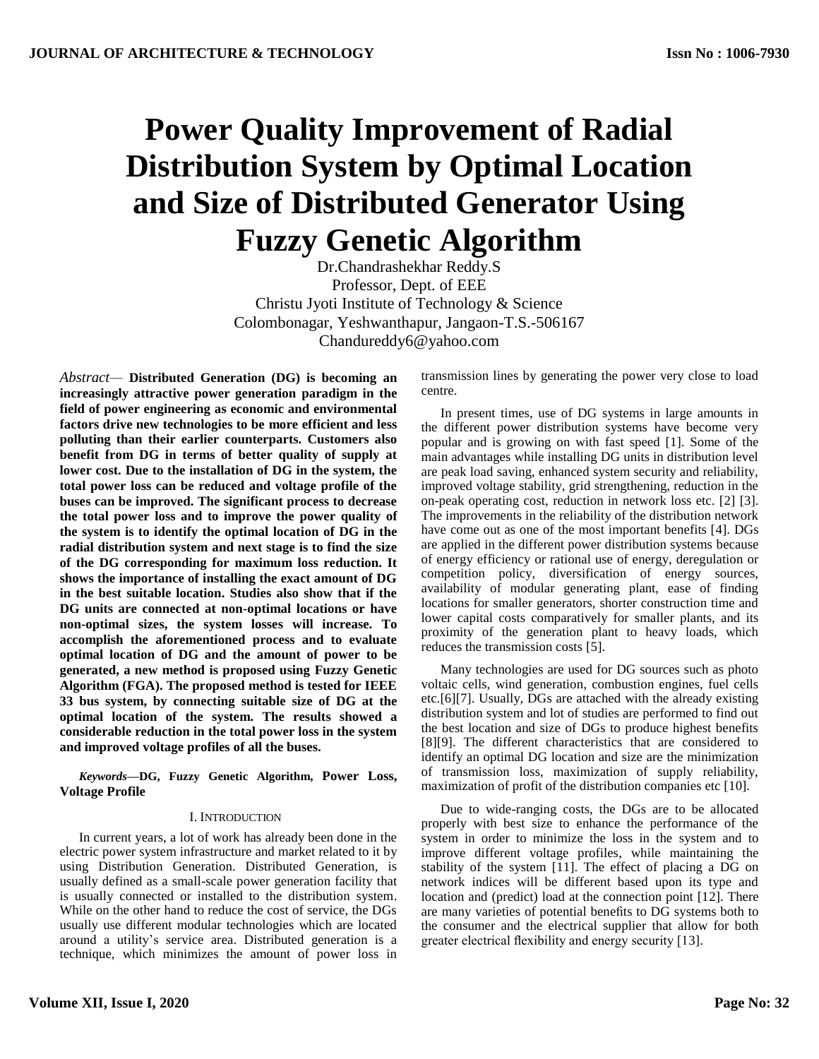# Power Quality Improvement of Radial Distribution System by Optimal Location and Size of Distributed Generator Using Fuzzy Genetic Algorithm

Dr.Chandrashekhar Reddy.S
Professor, Dept. of EEE
Christu Jyoti Institute of Technology & Science
Colombonagar, Yeshwanthapur, Jangaon-T.S.-506167
Chandureddy6@yahoo.com

*Abstract*— **Distributed Generation (DG) is becoming an increasingly attractive power generation paradigm in the field of power engineering as economic and environmental factors drive new technologies to be more efficient and less polluting than their earlier counterparts. Customers also benefit from DG in terms of better quality of supply at lower cost. Due to the installation of DG in the system, the total power loss can be reduced and voltage profile of the buses can be improved. The significant process to decrease the total power loss and to improve the power quality of the system is to identify the optimal location of DG in the radial distribution system and next stage is to find the size of the DG corresponding for maximum loss reduction. It shows the importance of installing the exact amount of DG in the best suitable location. Studies also show that if the DG units are connected at non-optimal locations or have non-optimal sizes, the system losses will increase. To accomplish the aforementioned process and to evaluate optimal location of DG and the amount of power to be generated, a new method is proposed using Fuzzy Genetic Algorithm (FGA). The proposed method is tested for IEEE 33 bus system, by connecting suitable size of DG at the optimal location of the system. The results showed a considerable reduction in the total power loss in the system and improved voltage profiles of all the buses.**

***Keywords*—DG, Fuzzy Genetic Algorithm, Power Loss, Voltage Profile**

## I. Introduction

In current years, a lot of work has already been done in the electric power system infrastructure and market related to it by using Distribution Generation. Distributed Generation, is usually defined as a small-scale power generation facility that is usually connected or installed to the distribution system. While on the other hand to reduce the cost of service, the DGs usually use different modular technologies which are located around a utility's service area. Distributed generation is a technique, which minimizes the amount of power loss in transmission lines by generating the power very close to load centre.

In present times, use of DG systems in large amounts in the different power distribution systems have become very popular and is growing on with fast speed [1]. Some of the main advantages while installing DG units in distribution level are peak load saving, enhanced system security and reliability, improved voltage stability, grid strengthening, reduction in the on-peak operating cost, reduction in network loss etc. [2] [3]. The improvements in the reliability of the distribution network have come out as one of the most important benefits [4]. DGs are applied in the different power distribution systems because of energy efficiency or rational use of energy, deregulation or competition policy, diversification of energy sources, availability of modular generating plant, ease of finding locations for smaller generators, shorter construction time and lower capital costs comparatively for smaller plants, and its proximity of the generation plant to heavy loads, which reduces the transmission costs [5].

Many technologies are used for DG sources such as photo voltaic cells, wind generation, combustion engines, fuel cells etc.[6][7]. Usually, DGs are attached with the already existing distribution system and lot of studies are performed to find out the best location and size of DGs to produce highest benefits [8][9]. The different characteristics that are considered to identify an optimal DG location and size are the minimization of transmission loss, maximization of supply reliability, maximization of profit of the distribution companies etc [10].

Due to wide-ranging costs, the DGs are to be allocated properly with best size to enhance the performance of the system in order to minimize the loss in the system and to improve different voltage profiles, while maintaining the stability of the system [11]. The effect of placing a DG on network indices will be different based upon its type and location and (predict) load at the connection point [12]. There are many varieties of potential benefits to DG systems both to the consumer and the electrical supplier that allow for both greater electrical flexibility and energy security [13].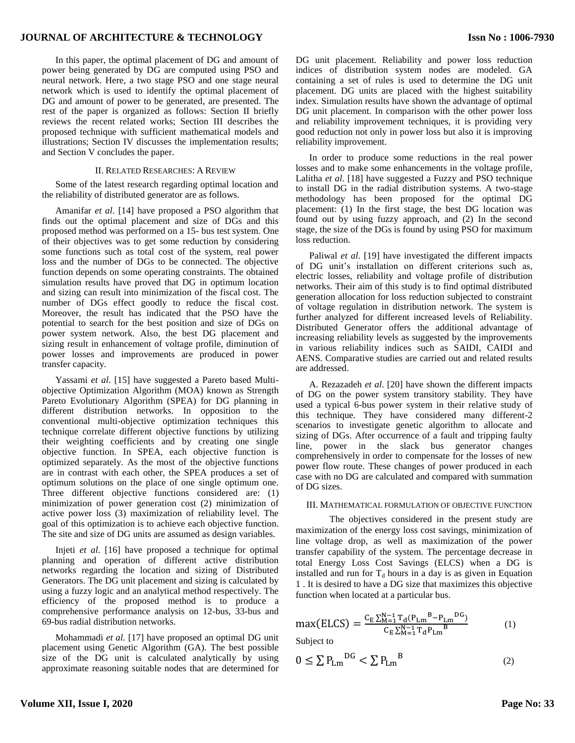In this paper, the optimal placement of DG and amount of power being generated by DG are computed using PSO and neural network. Here, a two stage PSO and one stage neural network which is used to identify the optimal placement of DG and amount of power to be generated, are presented. The rest of the paper is organized as follows: Section II briefly reviews the recent related works; Section III describes the proposed technique with sufficient mathematical models and illustrations; Section IV discusses the implementation results; and Section V concludes the paper.

## II. Related Researches: A Review

Some of the latest research regarding optimal location and the reliability of distributed generator are as follows.

Amanifar *et al*. [14] have proposed a PSO algorithm that finds out the optimal placement and size of DGs and this proposed method was performed on a 15- bus test system. One of their objectives was to get some reduction by considering some functions such as total cost of the system, real power loss and the number of DGs to be connected. The objective function depends on some operating constraints. The obtained simulation results have proved that DG in optimum location and sizing can result into minimization of the fiscal cost. The number of DGs effect goodly to reduce the fiscal cost. Moreover, the result has indicated that the PSO have the potential to search for the best position and size of DGs on power system network. Also, the best DG placement and sizing result in enhancement of voltage profile, diminution of power losses and improvements are produced in power transfer capacity.

Yassami *et al*. [15] have suggested a Pareto based Multi-objective Optimization Algorithm (MOA) known as Strength Pareto Evolutionary Algorithm (SPEA) for DG planning in different distribution networks. In opposition to the conventional multi-objective optimization techniques this technique correlate different objective functions by utilizing their weighting coefficients and by creating one single objective function. In SPEA, each objective function is optimized separately. As the most of the objective functions are in contrast with each other, the SPEA produces a set of optimum solutions on the place of one single optimum one. Three different objective functions considered are: (1) minimization of power generation cost (2) minimization of active power loss (3) maximization of reliability level. The goal of this optimization is to achieve each objective function. The site and size of DG units are assumed as design variables.

Injeti *et al.* [16] have proposed a technique for optimal planning and operation of different active distribution networks regarding the location and sizing of Distributed Generators. The DG unit placement and sizing is calculated by using a fuzzy logic and an analytical method respectively. The efficiency of the proposed method is to produce a comprehensive performance analysis on 12-bus, 33-bus and 69-bus radial distribution networks.

Mohammadi *et al.* [17] have proposed an optimal DG unit placement using Genetic Algorithm (GA). The best possible size of the DG unit is calculated analytically by using approximate reasoning suitable nodes that are determined for DG unit placement. Reliability and power loss reduction indices of distribution system nodes are modeled. GA containing a set of rules is used to determine the DG unit placement. DG units are placed with the highest suitability index. Simulation results have shown the advantage of optimal DG unit placement. In comparison with the other power loss and reliability improvement techniques, it is providing very good reduction not only in power loss but also it is improving reliability improvement.

In order to produce some reductions in the real power losses and to make some enhancements in the voltage profile, Lalitha *et al*. [18] have suggested a Fuzzy and PSO technique to install DG in the radial distribution systems. A two-stage methodology has been proposed for the optimal DG placement: (1) In the first stage, the best DG location was found out by using fuzzy approach, and (2) In the second stage, the size of the DGs is found by using PSO for maximum loss reduction.

Paliwal *et al*. [19] have investigated the different impacts of DG unit's installation on different criterions such as, electric losses, reliability and voltage profile of distribution networks. Their aim of this study is to find optimal distributed generation allocation for loss reduction subjected to constraint of voltage regulation in distribution network. The system is further analyzed for different increased levels of Reliability. Distributed Generator offers the additional advantage of increasing reliability levels as suggested by the improvements in various reliability indices such as SAIDI, CAIDI and AENS. Comparative studies are carried out and related results are addressed.

A. Rezazadeh *et al*. [20] have shown the different impacts of DG on the power system transitory stability. They have used a typical 6-bus power system in their relative study of this technique. They have considered many different-2 scenarios to investigate genetic algorithm to allocate and sizing of DGs. After occurrence of a fault and tripping faulty line, power in the slack bus generator changes comprehensively in order to compensate for the losses of new power flow route. These changes of power produced in each case with no DG are calculated and compared with summation of DG sizes.

## III. Mathematical formulation of objective function

The objectives considered in the present study are maximization of the energy loss cost savings, minimization of line voltage drop, as well as maximization of the power transfer capability of the system. The percentage decrease in total Energy Loss Cost Savings (ELCS) when a DG is installed and run for $T_d$ hours in a day is as given in Equation 1 . It is desired to have a DG size that maximizes this objective function when located at a particular bus.

$$\max(\mathrm{ELCS}) = \frac{C_E \sum_{M=1}^{N-1} T_d (P_{Lm}{}^{B} - P_{Lm}{}^{DG})}{C_E \sum_{M=1}^{N-1} T_d P_{Lm}{}^{B}} \tag{1}$$

Subject to

$$0 \le \sum P_{Lm}{}^{DG} < \sum P_{Lm}{}^{B} \tag{2}$$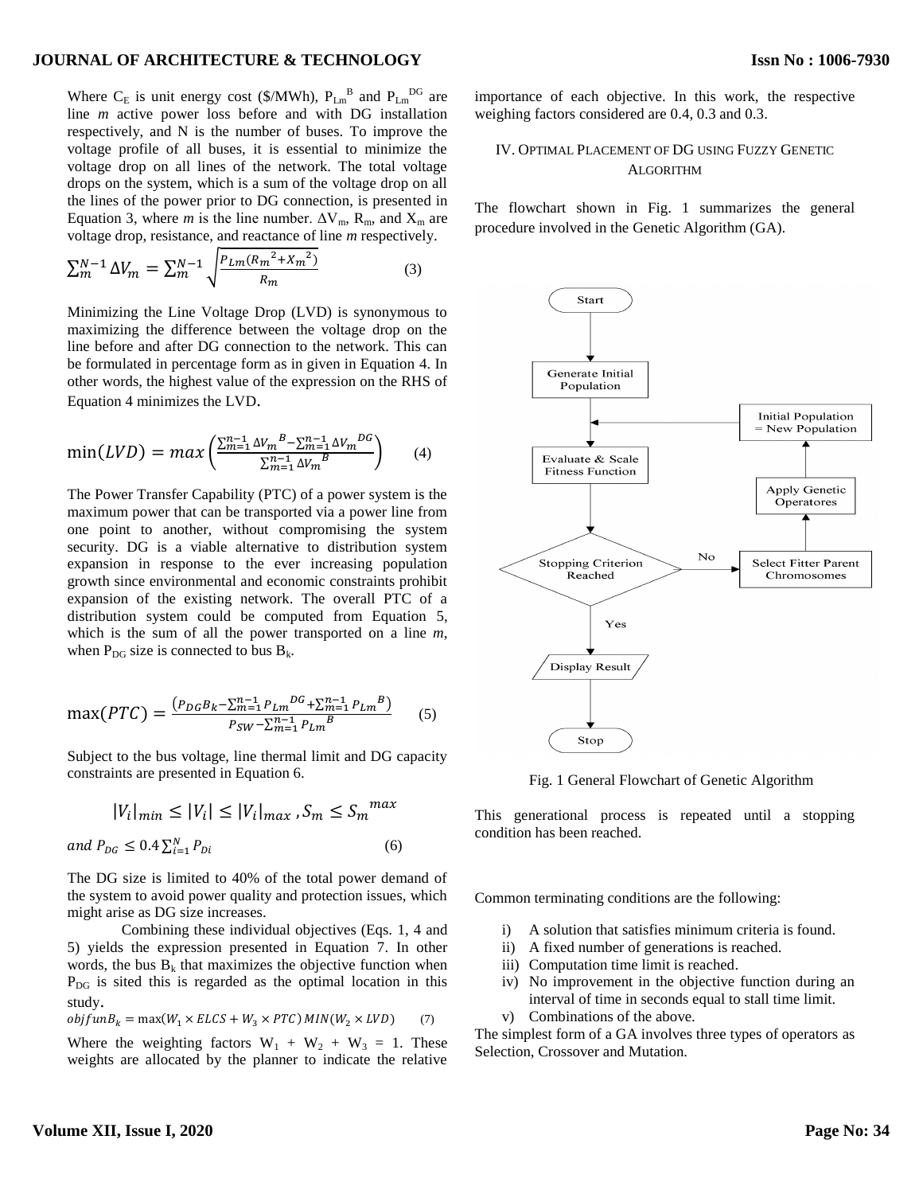Where $C_E$ is unit energy cost (\$/MWh), $P_{Lm}{}^{B}$ and $P_{Lm}{}^{DG}$ are line *m* active power loss before and with DG installation respectively, and N is the number of buses. To improve the voltage profile of all buses, it is essential to minimize the voltage drop on all lines of the network. The total voltage drops on the system, which is a sum of the voltage drop on all the lines of the power prior to DG connection, is presented in Equation 3, where *m* is the line number. $\Delta V_m$, $R_m$, and $X_m$ are voltage drop, resistance, and reactance of line *m* respectively.

$$\sum_m^{N-1} \Delta V_m = \sum_m^{N-1} \sqrt{\frac{P_{Lm}({R_m}^2 + {X_m}^2)}{R_m}} \qquad (3)$$

Minimizing the Line Voltage Drop (LVD) is synonymous to maximizing the difference between the voltage drop on the line before and after DG connection to the network. This can be formulated in percentage form as in given in Equation 4. In other words, the highest value of the expression on the RHS of Equation 4 minimizes the LVD.

$$\min(LVD) = max\left(\frac{\sum_{m=1}^{n-1} \Delta {V_m}^B - \sum_{m=1}^{n-1} \Delta {V_m}^{DG}}{\sum_{m=1}^{n-1} \Delta {V_m}^B}\right) \qquad (4)$$

The Power Transfer Capability (PTC) of a power system is the maximum power that can be transported via a power line from one point to another, without compromising the system security. DG is a viable alternative to distribution system expansion in response to the ever increasing population growth since environmental and economic constraints prohibit expansion of the existing network. The overall PTC of a distribution system could be computed from Equation 5, which is the sum of all the power transported on a line *m*, when $P_{DG}$ size is connected to bus $B_k$.

$$\max(PTC) = \frac{\left(P_{DG}B_k - \sum_{m=1}^{n-1} {P_{Lm}}^{DG} + \sum_{m=1}^{n-1} {P_{Lm}}^{B}\right)}{P_{SW} - \sum_{m=1}^{n-1} {P_{Lm}}^{B}} \qquad (5)$$

Subject to the bus voltage, line thermal limit and DG capacity constraints are presented in Equation 6.

$$|V_i|_{min} \le |V_i| \le |V_i|_{max}, S_m \le {S_m}^{max}$$

$$and\ P_{DG} \le 0.4 \sum_{i=1}^{N} P_{Di} \qquad (6)$$

The DG size is limited to 40% of the total power demand of the system to avoid power quality and protection issues, which might arise as DG size increases.

Combining these individual objectives (Eqs. 1, 4 and 5) yields the expression presented in Equation 7. In other words, the bus $B_k$ that maximizes the objective function when $P_{DG}$ is sited this is regarded as the optimal location in this study.

$$objfunB_k = \max(W_1 \times ELCS + W_3 \times PTC)\, MIN(W_2 \times LVD) \qquad (7)$$

Where the weighting factors $W_1 + W_2 + W_3 = 1$. These weights are allocated by the planner to indicate the relative importance of each objective. In this work, the respective weighing factors considered are 0.4, 0.3 and 0.3.

## IV. Optimal Placement of DG using Fuzzy Genetic Algorithm

The flowchart shown in Fig. 1 summarizes the general procedure involved in the Genetic Algorithm (GA).

Fig. 1 General Flowchart of Genetic Algorithm

This generational process is repeated until a stopping condition has been reached.

Common terminating conditions are the following:

i) A solution that satisfies minimum criteria is found.
ii) A fixed number of generations is reached.
iii) Computation time limit is reached.
iv) No improvement in the objective function during an interval of time in seconds equal to stall time limit.
v) Combinations of the above.

The simplest form of a GA involves three types of operators as Selection, Crossover and Mutation.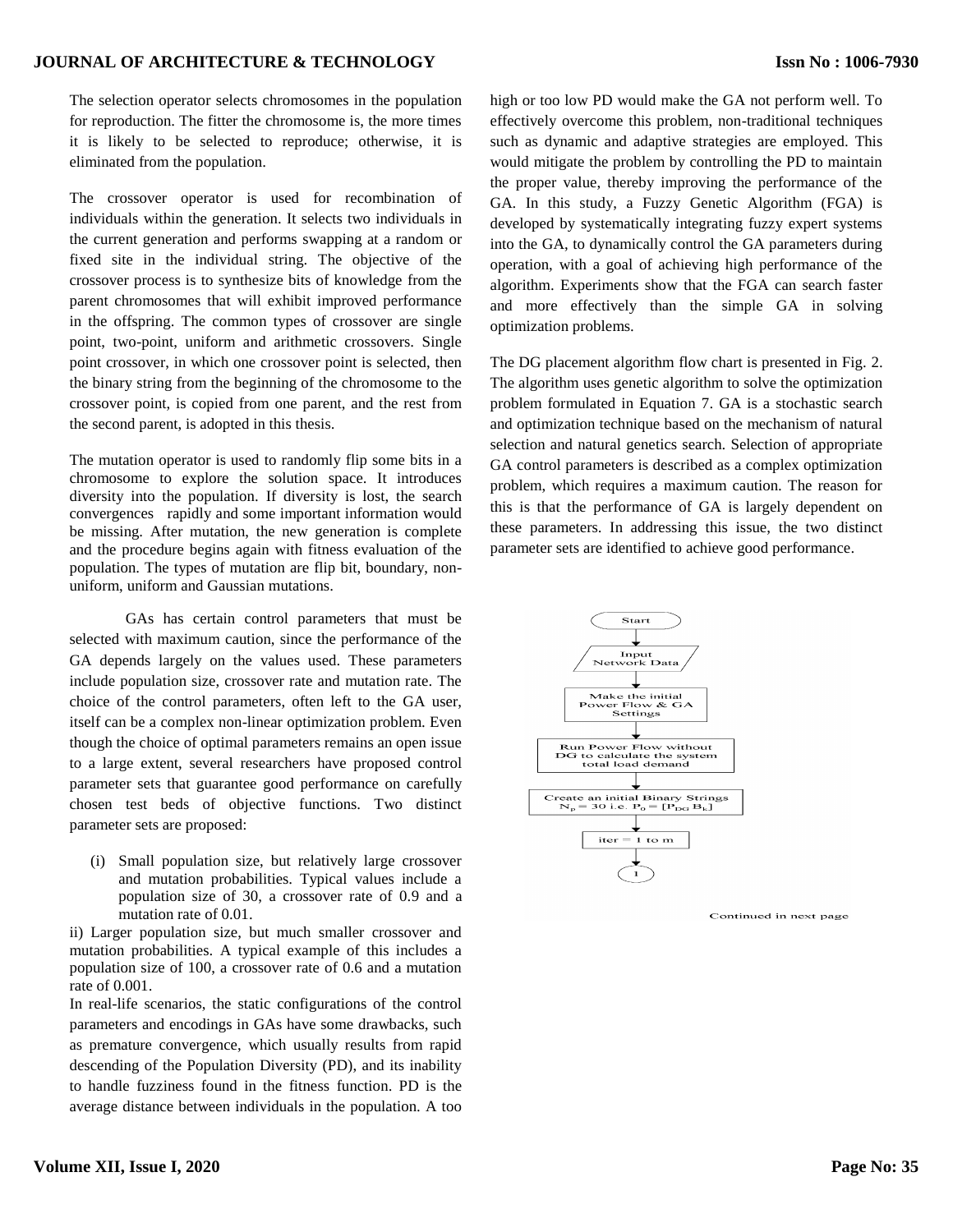The selection operator selects chromosomes in the population for reproduction. The fitter the chromosome is, the more times it is likely to be selected to reproduce; otherwise, it is eliminated from the population.

The crossover operator is used for recombination of individuals within the generation. It selects two individuals in the current generation and performs swapping at a random or fixed site in the individual string. The objective of the crossover process is to synthesize bits of knowledge from the parent chromosomes that will exhibit improved performance in the offspring. The common types of crossover are single point, two-point, uniform and arithmetic crossovers. Single point crossover, in which one crossover point is selected, then the binary string from the beginning of the chromosome to the crossover point, is copied from one parent, and the rest from the second parent, is adopted in this thesis.

The mutation operator is used to randomly flip some bits in a chromosome to explore the solution space. It introduces diversity into the population. If diversity is lost, the search convergences rapidly and some important information would be missing. After mutation, the new generation is complete and the procedure begins again with fitness evaluation of the population. The types of mutation are flip bit, boundary, non-uniform, uniform and Gaussian mutations.

GAs has certain control parameters that must be selected with maximum caution, since the performance of the GA depends largely on the values used. These parameters include population size, crossover rate and mutation rate. The choice of the control parameters, often left to the GA user, itself can be a complex non-linear optimization problem. Even though the choice of optimal parameters remains an open issue to a large extent, several researchers have proposed control parameter sets that guarantee good performance on carefully chosen test beds of objective functions. Two distinct parameter sets are proposed:

(i) Small population size, but relatively large crossover and mutation probabilities. Typical values include a population size of 30, a crossover rate of 0.9 and a mutation rate of 0.01.

ii) Larger population size, but much smaller crossover and mutation probabilities. A typical example of this includes a population size of 100, a crossover rate of 0.6 and a mutation rate of 0.001.

In real-life scenarios, the static configurations of the control parameters and encodings in GAs have some drawbacks, such as premature convergence, which usually results from rapid descending of the Population Diversity (PD), and its inability to handle fuzziness found in the fitness function. PD is the average distance between individuals in the population. A too high or too low PD would make the GA not perform well. To effectively overcome this problem, non-traditional techniques such as dynamic and adaptive strategies are employed. This would mitigate the problem by controlling the PD to maintain the proper value, thereby improving the performance of the GA. In this study, a Fuzzy Genetic Algorithm (FGA) is developed by systematically integrating fuzzy expert systems into the GA, to dynamically control the GA parameters during operation, with a goal of achieving high performance of the algorithm. Experiments show that the FGA can search faster and more effectively than the simple GA in solving optimization problems.

The DG placement algorithm flow chart is presented in Fig. 2. The algorithm uses genetic algorithm to solve the optimization problem formulated in Equation 7. GA is a stochastic search and optimization technique based on the mechanism of natural selection and natural genetics search. Selection of appropriate GA control parameters is described as a complex optimization problem, which requires a maximum caution. The reason for this is that the performance of GA is largely dependent on these parameters. In addressing this issue, the two distinct parameter sets are identified to achieve good performance.

Start

Input Network Data

Make the initial Power Flow & GA Settings

Run Power Flow without DG to calculate the system total load demand

Create an initial Binary Strings $N_p = 30$ i.e. $P_0 = [P_{DG}\ B_k]$

iter = 1 to m

1

Continued in next page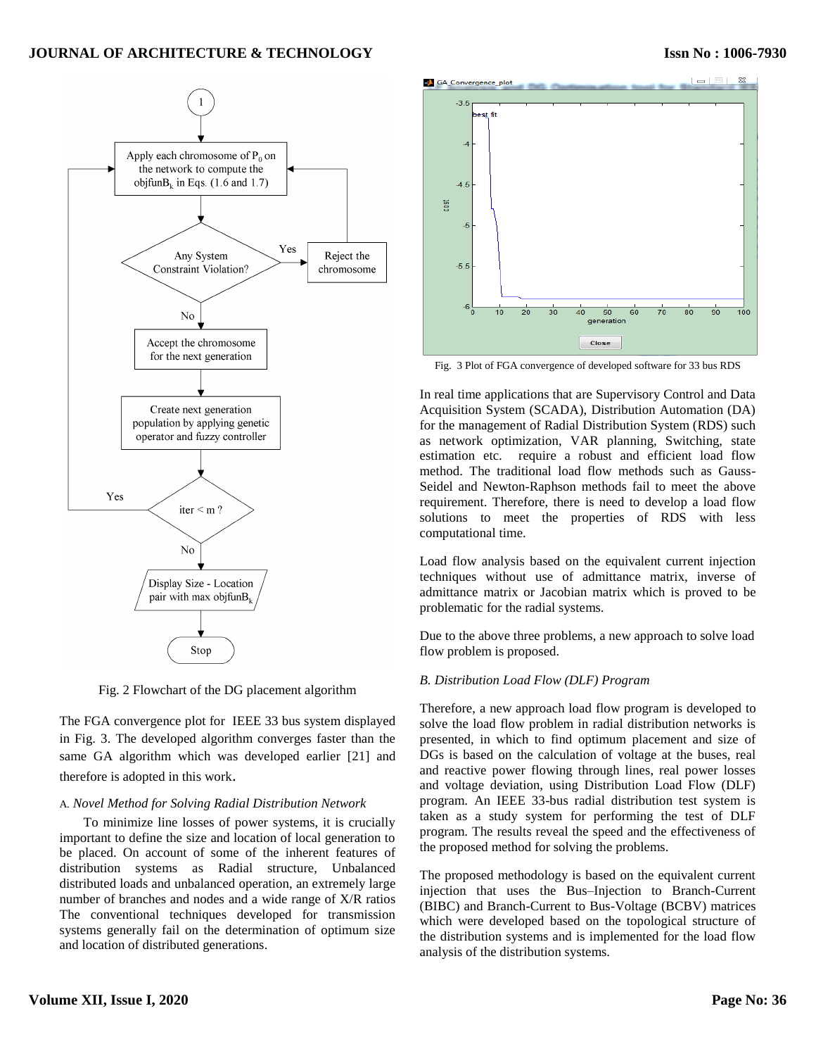Fig. 2 Flowchart of the DG placement algorithm

The FGA convergence plot for IEEE 33 bus system displayed in Fig. 3. The developed algorithm converges faster than the same GA algorithm which was developed earlier [21] and therefore is adopted in this work.

### A. *Novel Method for Solving Radial Distribution Network*

To minimize line losses of power systems, it is crucially important to define the size and location of local generation to be placed. On account of some of the inherent features of distribution systems as Radial structure, Unbalanced distributed loads and unbalanced operation, an extremely large number of branches and nodes and a wide range of X/R ratios The conventional techniques developed for transmission systems generally fail on the determination of optimum size and location of distributed generations.

Fig. 3 Plot of FGA convergence of developed software for 33 bus RDS

In real time applications that are Supervisory Control and Data Acquisition System (SCADA), Distribution Automation (DA) for the management of Radial Distribution System (RDS) such as network optimization, VAR planning, Switching, state estimation etc. require a robust and efficient load flow method. The traditional load flow methods such as Gauss-Seidel and Newton-Raphson methods fail to meet the above requirement. Therefore, there is need to develop a load flow solutions to meet the properties of RDS with less computational time.

Load flow analysis based on the equivalent current injection techniques without use of admittance matrix, inverse of admittance matrix or Jacobian matrix which is proved to be problematic for the radial systems.

Due to the above three problems, a new approach to solve load flow problem is proposed.

### B. *Distribution Load Flow (DLF) Program*

Therefore, a new approach load flow program is developed to solve the load flow problem in radial distribution networks is presented, in which to find optimum placement and size of DGs is based on the calculation of voltage at the buses, real and reactive power flowing through lines, real power losses and voltage deviation, using Distribution Load Flow (DLF) program. An IEEE 33-bus radial distribution test system is taken as a study system for performing the test of DLF program. The results reveal the speed and the effectiveness of the proposed method for solving the problems.

The proposed methodology is based on the equivalent current injection that uses the Bus–Injection to Branch-Current (BIBC) and Branch-Current to Bus-Voltage (BCBV) matrices which were developed based on the topological structure of the distribution systems and is implemented for the load flow analysis of the distribution systems.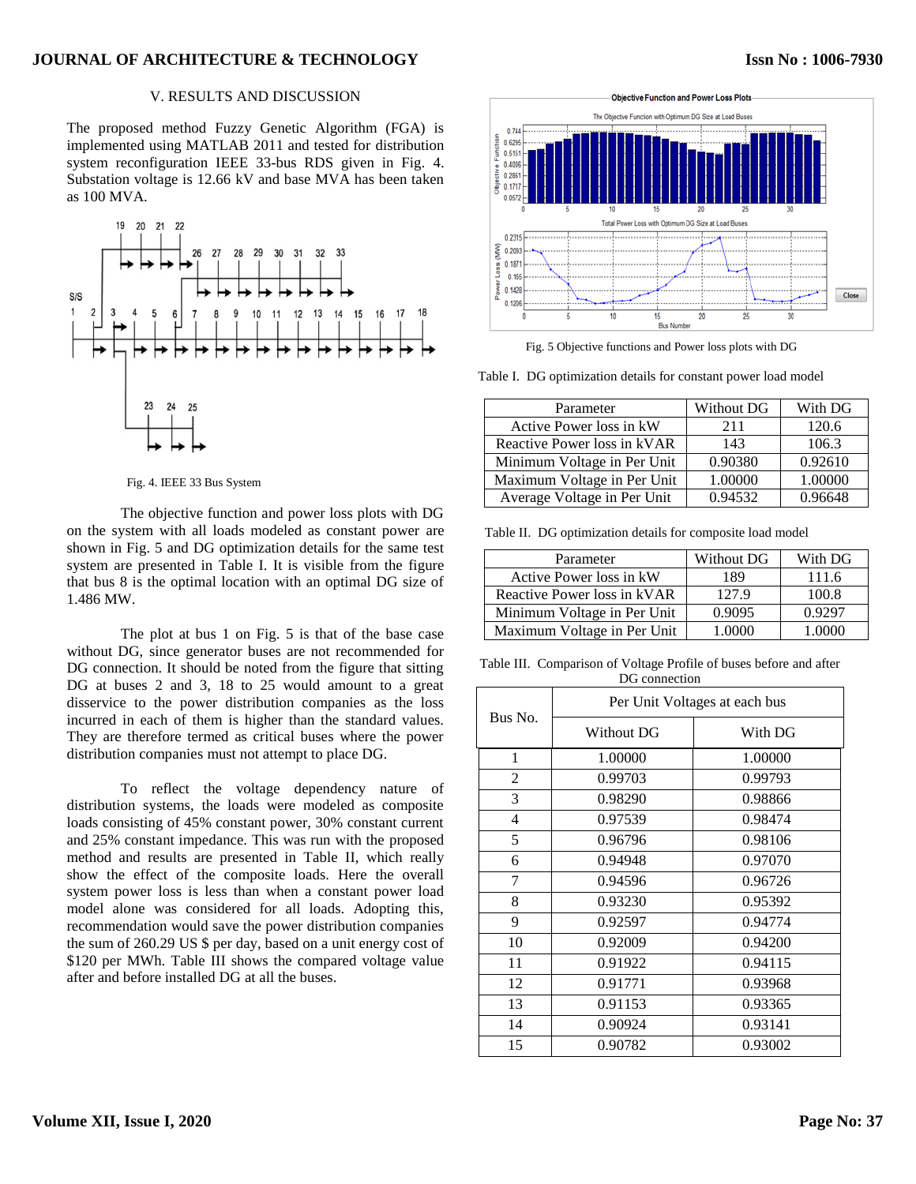## V. RESULTS AND DISCUSSION

The proposed method Fuzzy Genetic Algorithm (FGA) is implemented using MATLAB 2011 and tested for distribution system reconfiguration IEEE 33-bus RDS given in Fig. 4. Substation voltage is 12.66 kV and base MVA has been taken as 100 MVA.

Fig. 4. IEEE 33 Bus System

The objective function and power loss plots with DG on the system with all loads modeled as constant power are shown in Fig. 5 and DG optimization details for the same test system are presented in Table I. It is visible from the figure that bus 8 is the optimal location with an optimal DG size of 1.486 MW.

The plot at bus 1 on Fig. 5 is that of the base case without DG, since generator buses are not recommended for DG connection. It should be noted from the figure that sitting DG at buses 2 and 3, 18 to 25 would amount to a great disservice to the power distribution companies as the loss incurred in each of them is higher than the standard values. They are therefore termed as critical buses where the power distribution companies must not attempt to place DG.

To reflect the voltage dependency nature of distribution systems, the loads were modeled as composite loads consisting of 45% constant power, 30% constant current and 25% constant impedance. This was run with the proposed method and results are presented in Table II, which really show the effect of the composite loads. Here the overall system power loss is less than when a constant power load model alone was considered for all loads. Adopting this, recommendation would save the power distribution companies the sum of 260.29 US $ per day, based on a unit energy cost of $120 per MWh. Table III shows the compared voltage value after and before installed DG at all the buses.

Fig. 5 Objective functions and Power loss plots with DG

Table I. DG optimization details for constant power load model

| Parameter | Without DG | With DG |
|---|---|---|
| Active Power loss in kW | 211 | 120.6 |
| Reactive Power loss in kVAR | 143 | 106.3 |
| Minimum Voltage in Per Unit | 0.90380 | 0.92610 |
| Maximum Voltage in Per Unit | 1.00000 | 1.00000 |
| Average Voltage in Per Unit | 0.94532 | 0.96648 |

Table II. DG optimization details for composite load model

| Parameter | Without DG | With DG |
|---|---|---|
| Active Power loss in kW | 189 | 111.6 |
| Reactive Power loss in kVAR | 127.9 | 100.8 |
| Minimum Voltage in Per Unit | 0.9095 | 0.9297 |
| Maximum Voltage in Per Unit | 1.0000 | 1.0000 |

Table III. Comparison of Voltage Profile of buses before and after DG connection

| Bus No. | Per Unit Voltages at each bus | |
|---|---|---|
| | Without DG | With DG |
| 1 | 1.00000 | 1.00000 |
| 2 | 0.99703 | 0.99793 |
| 3 | 0.98290 | 0.98866 |
| 4 | 0.97539 | 0.98474 |
| 5 | 0.96796 | 0.98106 |
| 6 | 0.94948 | 0.97070 |
| 7 | 0.94596 | 0.96726 |
| 8 | 0.93230 | 0.95392 |
| 9 | 0.92597 | 0.94774 |
| 10 | 0.92009 | 0.94200 |
| 11 | 0.91922 | 0.94115 |
| 12 | 0.91771 | 0.93968 |
| 13 | 0.91153 | 0.93365 |
| 14 | 0.90924 | 0.93141 |
| 15 | 0.90782 | 0.93002 |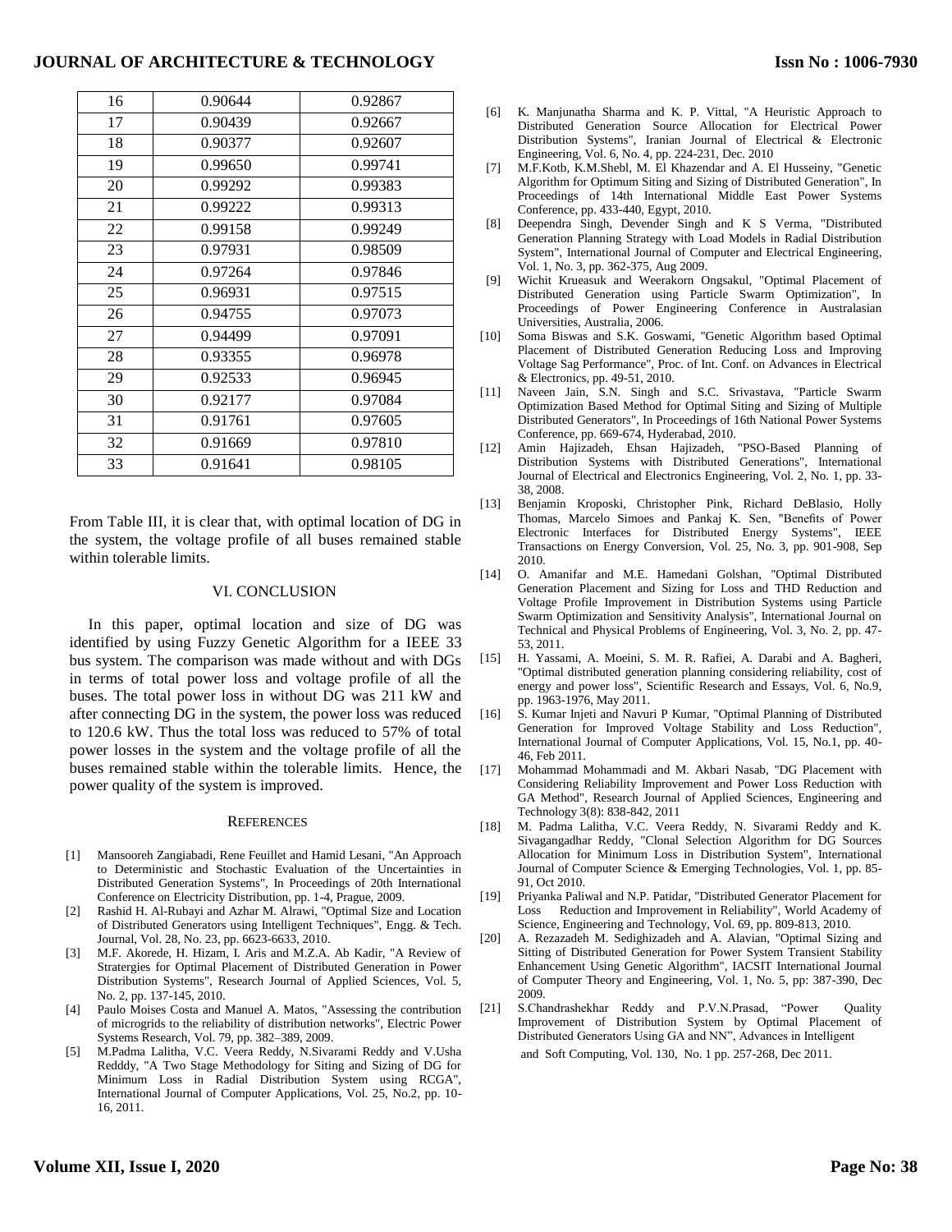| | | |
|---|---|---|
| 16 | 0.90644 | 0.92867 |
| 17 | 0.90439 | 0.92667 |
| 18 | 0.90377 | 0.92607 |
| 19 | 0.99650 | 0.99741 |
| 20 | 0.99292 | 0.99383 |
| 21 | 0.99222 | 0.99313 |
| 22 | 0.99158 | 0.99249 |
| 23 | 0.97931 | 0.98509 |
| 24 | 0.97264 | 0.97846 |
| 25 | 0.96931 | 0.97515 |
| 26 | 0.94755 | 0.97073 |
| 27 | 0.94499 | 0.97091 |
| 28 | 0.93355 | 0.96978 |
| 29 | 0.92533 | 0.96945 |
| 30 | 0.92177 | 0.97084 |
| 31 | 0.91761 | 0.97605 |
| 32 | 0.91669 | 0.97810 |
| 33 | 0.91641 | 0.98105 |

From Table III, it is clear that, with optimal location of DG in the system, the voltage profile of all buses remained stable within tolerable limits.

## VI. CONCLUSION

In this paper, optimal location and size of DG was identified by using Fuzzy Genetic Algorithm for a IEEE 33 bus system. The comparison was made without and with DGs in terms of total power loss and voltage profile of all the buses. The total power loss in without DG was 211 kW and after connecting DG in the system, the power loss was reduced to 120.6 kW. Thus the total loss was reduced to 57% of total power losses in the system and the voltage profile of all the buses remained stable within the tolerable limits. Hence, the power quality of the system is improved.

## REFERENCES

[1] Mansooreh Zangiabadi, Rene Feuillet and Hamid Lesani, "An Approach to Deterministic and Stochastic Evaluation of the Uncertainties in Distributed Generation Systems", In Proceedings of 20th International Conference on Electricity Distribution, pp. 1-4, Prague, 2009.

[2] Rashid H. Al-Rubayi and Azhar M. Alrawi, "Optimal Size and Location of Distributed Generators using Intelligent Techniques", Engg. & Tech. Journal, Vol. 28, No. 23, pp. 6623-6633, 2010.

[3] M.F. Akorede, H. Hizam, I. Aris and M.Z.A. Ab Kadir, "A Review of Stratergies for Optimal Placement of Distributed Generation in Power Distribution Systems", Research Journal of Applied Sciences, Vol. 5, No. 2, pp. 137-145, 2010.

[4] Paulo Moises Costa and Manuel A. Matos, "Assessing the contribution of microgrids to the reliability of distribution networks", Electric Power Systems Research, Vol. 79, pp. 382–389, 2009.

[5] M.Padma Lalitha, V.C. Veera Reddy, N.Sivarami Reddy and V.Usha Redddy, "A Two Stage Methodology for Siting and Sizing of DG for Minimum Loss in Radial Distribution System using RCGA", International Journal of Computer Applications, Vol. 25, No.2, pp. 10-16, 2011.

[6] K. Manjunatha Sharma and K. P. Vittal, "A Heuristic Approach to Distributed Generation Source Allocation for Electrical Power Distribution Systems", Iranian Journal of Electrical & Electronic Engineering, Vol. 6, No. 4, pp. 224-231, Dec. 2010

[7] M.F.Kotb, K.M.Shebl, M. El Khazendar and A. El Husseiny, "Genetic Algorithm for Optimum Siting and Sizing of Distributed Generation", In Proceedings of 14th International Middle East Power Systems Conference, pp. 433-440, Egypt, 2010.

[8] Deependra Singh, Devender Singh and K S Verma, "Distributed Generation Planning Strategy with Load Models in Radial Distribution System", International Journal of Computer and Electrical Engineering, Vol. 1, No. 3, pp. 362-375, Aug 2009.

[9] Wichit Krueasuk and Weerakorn Ongsakul, "Optimal Placement of Distributed Generation using Particle Swarm Optimization", In Proceedings of Power Engineering Conference in Australasian Universities, Australia, 2006.

[10] Soma Biswas and S.K. Goswami, "Genetic Algorithm based Optimal Placement of Distributed Generation Reducing Loss and Improving Voltage Sag Performance", Proc. of Int. Conf. on Advances in Electrical & Electronics, pp. 49-51, 2010.

[11] Naveen Jain, S.N. Singh and S.C. Srivastava, "Particle Swarm Optimization Based Method for Optimal Siting and Sizing of Multiple Distributed Generators", In Proceedings of 16th National Power Systems Conference, pp. 669-674, Hyderabad, 2010.

[12] Amin Hajizadeh, Ehsan Hajizadeh, "PSO-Based Planning of Distribution Systems with Distributed Generations", International Journal of Electrical and Electronics Engineering, Vol. 2, No. 1, pp. 33-38, 2008.

[13] Benjamin Kroposki, Christopher Pink, Richard DeBlasio, Holly Thomas, Marcelo Simoes and Pankaj K. Sen, "Benefits of Power Electronic Interfaces for Distributed Energy Systems", IEEE Transactions on Energy Conversion, Vol. 25, No. 3, pp. 901-908, Sep 2010.

[14] O. Amanifar and M.E. Hamedani Golshan, "Optimal Distributed Generation Placement and Sizing for Loss and THD Reduction and Voltage Profile Improvement in Distribution Systems using Particle Swarm Optimization and Sensitivity Analysis", International Journal on Technical and Physical Problems of Engineering, Vol. 3, No. 2, pp. 47-53, 2011.

[15] H. Yassami, A. Moeini, S. M. R. Rafiei, A. Darabi and A. Bagheri, "Optimal distributed generation planning considering reliability, cost of energy and power loss", Scientific Research and Essays, Vol. 6, No.9, pp. 1963-1976, May 2011.

[16] S. Kumar Injeti and Navuri P Kumar, "Optimal Planning of Distributed Generation for Improved Voltage Stability and Loss Reduction", International Journal of Computer Applications, Vol. 15, No.1, pp. 40-46, Feb 2011.

[17] Mohammad Mohammadi and M. Akbari Nasab, "DG Placement with Considering Reliability Improvement and Power Loss Reduction with GA Method", Research Journal of Applied Sciences, Engineering and Technology 3(8): 838-842, 2011

[18] M. Padma Lalitha, V.C. Veera Reddy, N. Sivarami Reddy and K. Sivagangadhar Reddy, "Clonal Selection Algorithm for DG Sources Allocation for Minimum Loss in Distribution System", International Journal of Computer Science & Emerging Technologies, Vol. 1, pp. 85-91, Oct 2010.

[19] Priyanka Paliwal and N.P. Patidar, "Distributed Generator Placement for Loss Reduction and Improvement in Reliability", World Academy of Science, Engineering and Technology, Vol. 69, pp. 809-813, 2010.

[20] A. Rezazadeh M. Sedighizadeh and A. Alavian, "Optimal Sizing and Sitting of Distributed Generation for Power System Transient Stability Enhancement Using Genetic Algorithm", IACSIT International Journal of Computer Theory and Engineering, Vol. 1, No. 5, pp: 387-390, Dec 2009.

[21] S.Chandrashekhar Reddy and P.V.N.Prasad, "Power Quality Improvement of Distribution System by Optimal Placement of Distributed Generators Using GA and NN", Advances in Intelligent and Soft Computing, Vol. 130, No. 1 pp. 257-268, Dec 2011.